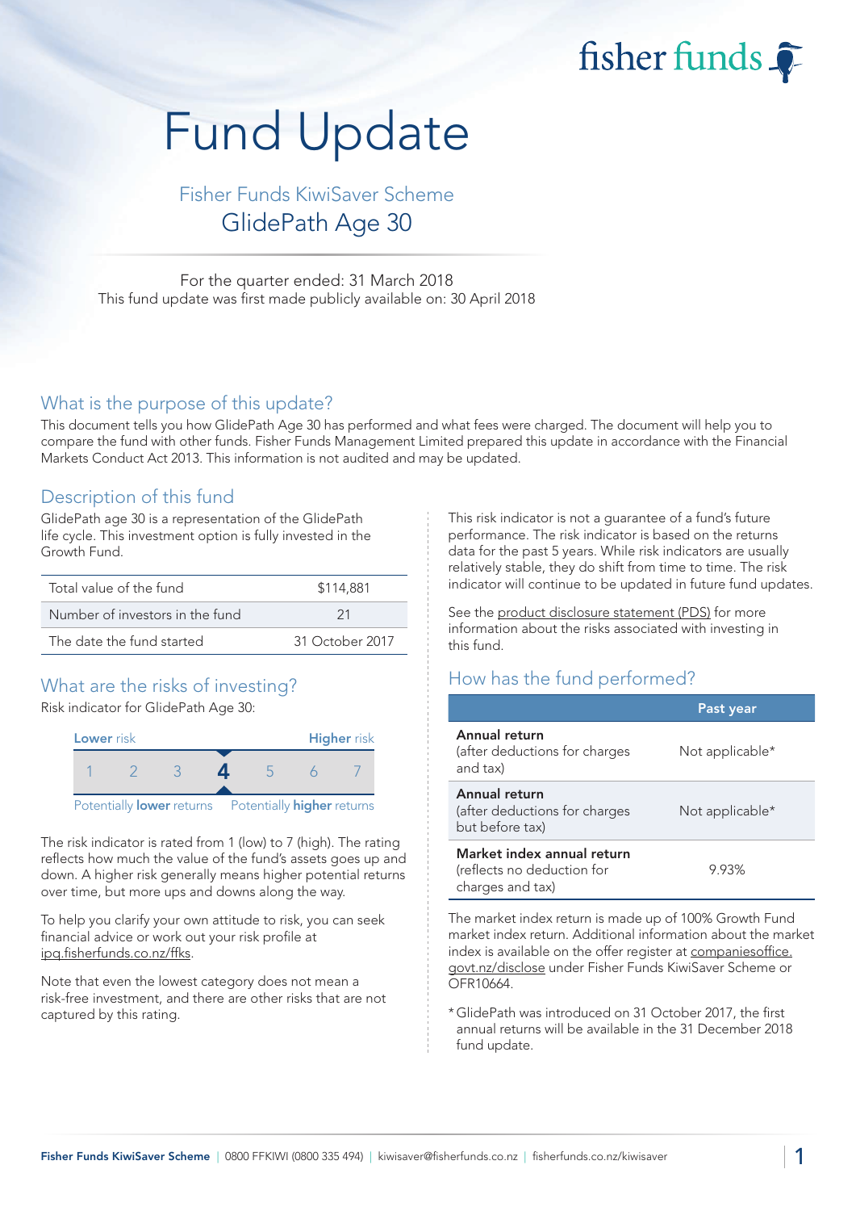# Fund Update

## Fisher Funds KiwiSaver Scheme

## GlidePath Age 30

For the quarter ended: 31 March 2018

This fund update was first made publicly available on: 30 April 2018

## What is the purpose of this update?

This document tells you how GlidePath Age 30 has performed and what fees were charged. The document will help you to compare the fund with other funds. Fisher Funds Management Limited prepared this update in accordance with the Financial Markets Conduct Act 2013. This information is not audited and may be updated.

## Description of this fund

GlidePath age 30 is a representation of the GlidePath life cycle. This investment option is fully invested in the Growth Fund.

| | |
|---|---|
| Total value of the fund | $114,881 |
| Number of investors in the fund | 21 |
| The date the fund started | 31 October 2017 |

## What are the risks of investing?

Risk indicator for GlidePath Age 30:

| Lower risk | | | | | | Higher risk |
|---|---|---|---|---|---|---|
| 1 | 2 | 3 | **4** | 5 | 6 | 7 |

Potentially **lower** returns — Potentially **higher** returns

The risk indicator is rated from 1 (low) to 7 (high). The rating reflects how much the value of the fund's assets goes up and down. A higher risk generally means higher potential returns over time, but more ups and downs along the way.

To help you clarify your own attitude to risk, you can seek financial advice or work out your risk profile at ipq.fisherfunds.co.nz/ffks.

Note that even the lowest category does not mean a risk-free investment, and there are other risks that are not captured by this rating.

This risk indicator is not a guarantee of a fund's future performance. The risk indicator is based on the returns data for the past 5 years. While risk indicators are usually relatively stable, they do shift from time to time. The risk indicator will continue to be updated in future fund updates.

See the product disclosure statement (PDS) for more information about the risks associated with investing in this fund.

## How has the fund performed?

| | Past year |
|---|---|
| **Annual return** (after deductions for charges and tax) | Not applicable* |
| **Annual return** (after deductions for charges but before tax) | Not applicable* |
| **Market index annual return** (reflects no deduction for charges and tax) | 9.93% |

The market index return is made up of 100% Growth Fund market index return. Additional information about the market index is available on the offer register at companiesoffice.govt.nz/disclose under Fisher Funds KiwiSaver Scheme or OFR10664.

* GlidePath was introduced on 31 October 2017, the first annual returns will be available in the 31 December 2018 fund update.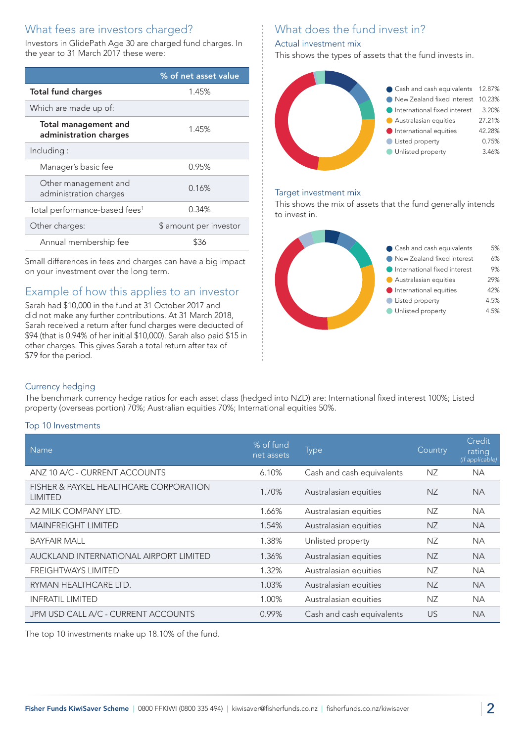## What fees are investors charged?

Investors in GlidePath Age 30 are charged fund charges. In the year to 31 March 2017 these were:

| | % of net asset value |
|---|---|
| **Total fund charges** | 1.45% |
| Which are made up of: | |
| **Total management and administration charges** | 1.45% |
| Including : | |
| Manager's basic fee | 0.95% |
| Other management and administration charges | 0.16% |
| Total performance-based fees[1] | 0.34% |
| Other charges: | $ amount per investor |
| Annual membership fee | $36 |

Small differences in fees and charges can have a big impact on your investment over the long term.

## Example of how this applies to an investor

Sarah had $10,000 in the fund at 31 October 2017 and did not make any further contributions. At 31 March 2018, Sarah received a return after fund charges were deducted of $94 (that is 0.94% of her initial $10,000). Sarah also paid $15 in other charges. This gives Sarah a total return after tax of $79 for the period.

## What does the fund invest in?

### Actual investment mix

This shows the types of assets that the fund invests in.

| Asset | % |
|---|---|
| Cash and cash equivalents | 12.87% |
| New Zealand fixed interest | 10.23% |
| International fixed interest | 3.20% |
| Australasian equities | 27.21% |
| International equities | 42.28% |
| Listed property | 0.75% |
| Unlisted property | 3.46% |

### Target investment mix

This shows the mix of assets that the fund generally intends to invest in.

| Asset | % |
|---|---|
| Cash and cash equivalents | 5% |
| New Zealand fixed interest | 6% |
| International fixed interest | 9% |
| Australasian equities | 29% |
| International equities | 42% |
| Listed property | 4.5% |
| Unlisted property | 4.5% |

### Currency hedging

The benchmark currency hedge ratios for each asset class (hedged into NZD) are: International fixed interest 100%; Listed property (overseas portion) 70%; Australian equities 70%; International equities 50%.

### Top 10 Investments

| Name | % of fund net assets | Type | Country | Credit rating *(if applicable)* |
|---|---|---|---|---|
| ANZ 10 A/C - CURRENT ACCOUNTS | 6.10% | Cash and cash equivalents | NZ | NA |
| FISHER & PAYKEL HEALTHCARE CORPORATION LIMITED | 1.70% | Australasian equities | NZ | NA |
| A2 MILK COMPANY LTD. | 1.66% | Australasian equities | NZ | NA |
| MAINFREIGHT LIMITED | 1.54% | Australasian equities | NZ | NA |
| BAYFAIR MALL | 1.38% | Unlisted property | NZ | NA |
| AUCKLAND INTERNATIONAL AIRPORT LIMITED | 1.36% | Australasian equities | NZ | NA |
| FREIGHTWAYS LIMITED | 1.32% | Australasian equities | NZ | NA |
| RYMAN HEALTHCARE LTD. | 1.03% | Australasian equities | NZ | NA |
| INFRATIL LIMITED | 1.00% | Australasian equities | NZ | NA |
| JPM USD CALL A/C - CURRENT ACCOUNTS | 0.99% | Cash and cash equivalents | US | NA |

The top 10 investments make up 18.10% of the fund.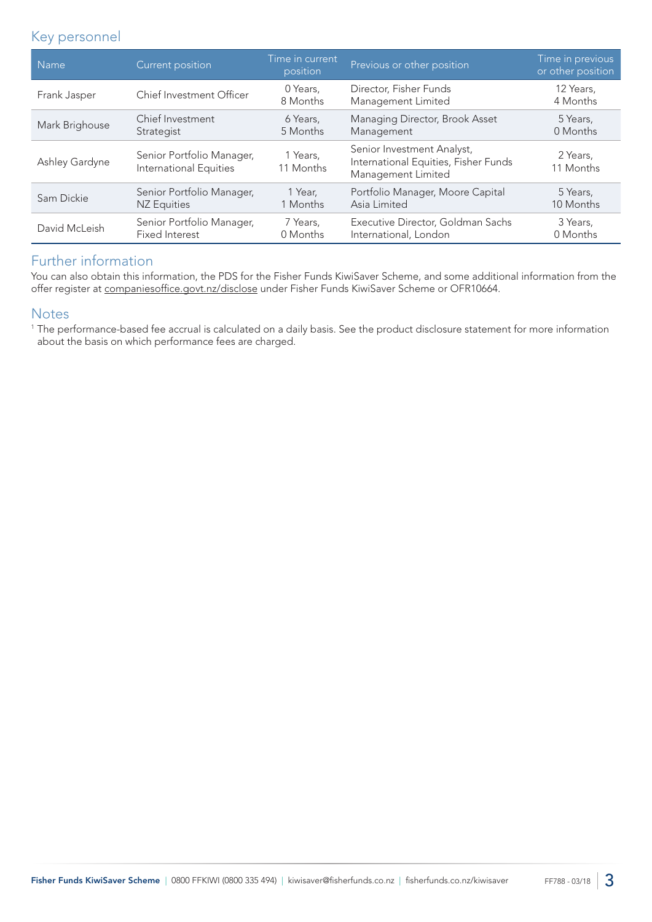## Key personnel

| Name | Current position | Time in current position | Previous or other position | Time in previous or other position |
|---|---|---|---|---|
| Frank Jasper | Chief Investment Officer | 0 Years, 8 Months | Director, Fisher Funds Management Limited | 12 Years, 4 Months |
| Mark Brighouse | Chief Investment Strategist | 6 Years, 5 Months | Managing Director, Brook Asset Management | 5 Years, 0 Months |
| Ashley Gardyne | Senior Portfolio Manager, International Equities | 1 Years, 11 Months | Senior Investment Analyst, International Equities, Fisher Funds Management Limited | 2 Years, 11 Months |
| Sam Dickie | Senior Portfolio Manager, NZ Equities | 1 Year, 1 Months | Portfolio Manager, Moore Capital Asia Limited | 5 Years, 10 Months |
| David McLeish | Senior Portfolio Manager, Fixed Interest | 7 Years, 0 Months | Executive Director, Goldman Sachs International, London | 3 Years, 0 Months |

## Further information

You can also obtain this information, the PDS for the Fisher Funds KiwiSaver Scheme, and some additional information from the offer register at companiesoffice.govt.nz/disclose under Fisher Funds KiwiSaver Scheme or OFR10664.

## Notes

[1] The performance-based fee accrual is calculated on a daily basis. See the product disclosure statement for more information about the basis on which performance fees are charged.